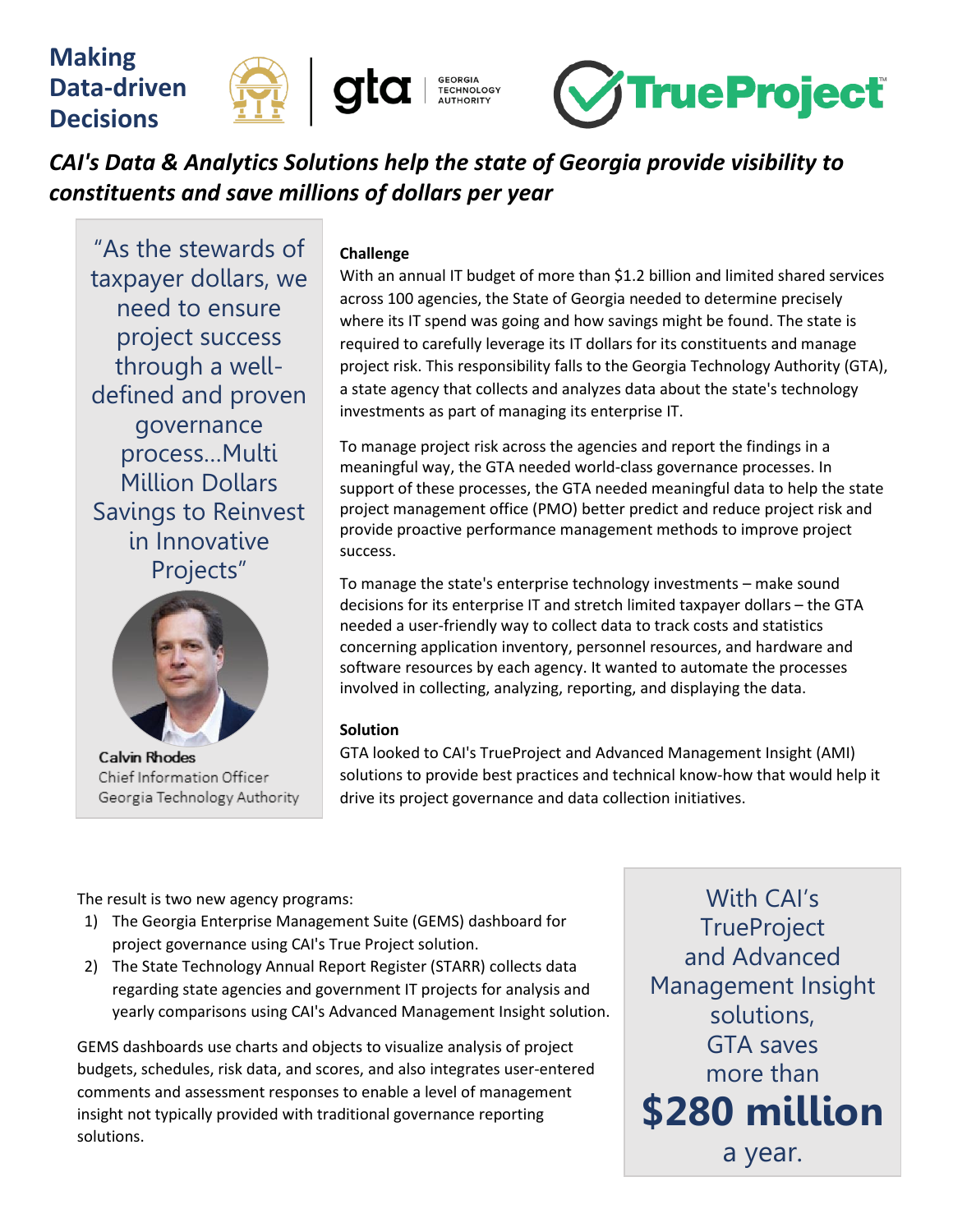# Making Data-driven Decisions

GEORGIA TECHNOLOGY AUTHORITY

TrueProject™

## *CAI's Data & Analytics Solutions help the state of Georgia provide visibility to constituents and save millions of dollars per year*

> "As the stewards of taxpayer dollars, we need to ensure project success through a well-defined and proven governance process…Multi Million Dollars Savings to Reinvest in Innovative Projects"
>
> **Calvin Rhodes**
> Chief Information Officer
> Georgia Technology Authority

**Challenge**

With an annual IT budget of more than $1.2 billion and limited shared services across 100 agencies, the State of Georgia needed to determine precisely where its IT spend was going and how savings might be found. The state is required to carefully leverage its IT dollars for its constituents and manage project risk. This responsibility falls to the Georgia Technology Authority (GTA), a state agency that collects and analyzes data about the state's technology investments as part of managing its enterprise IT.

To manage project risk across the agencies and report the findings in a meaningful way, the GTA needed world-class governance processes. In support of these processes, the GTA needed meaningful data to help the state project management office (PMO) better predict and reduce project risk and provide proactive performance management methods to improve project success.

To manage the state's enterprise technology investments – make sound decisions for its enterprise IT and stretch limited taxpayer dollars – the GTA needed a user-friendly way to collect data to track costs and statistics concerning application inventory, personnel resources, and hardware and software resources by each agency. It wanted to automate the processes involved in collecting, analyzing, reporting, and displaying the data.

**Solution**

GTA looked to CAI's TrueProject and Advanced Management Insight (AMI) solutions to provide best practices and technical know-how that would help it drive its project governance and data collection initiatives.

The result is two new agency programs:

1) The Georgia Enterprise Management Suite (GEMS) dashboard for project governance using CAI's True Project solution.
2) The State Technology Annual Report Register (STARR) collects data regarding state agencies and government IT projects for analysis and yearly comparisons using CAI's Advanced Management Insight solution.

GEMS dashboards use charts and objects to visualize analysis of project budgets, schedules, risk data, and scores, and also integrates user-entered comments and assessment responses to enable a level of management insight not typically provided with traditional governance reporting solutions.

> With CAI's TrueProject and Advanced Management Insight solutions, GTA saves more than **$280 million** a year.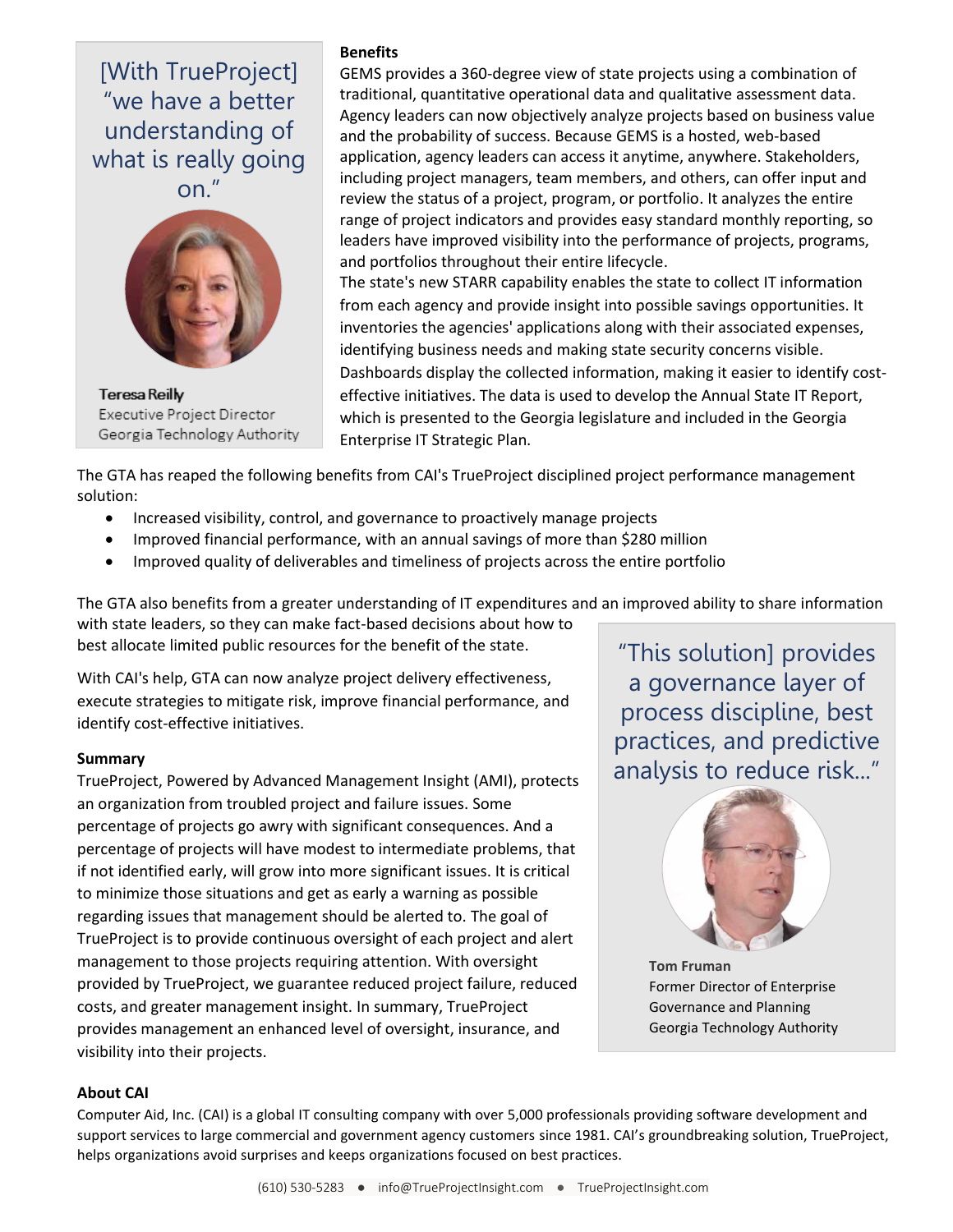[With TrueProject] "we have a better understanding of what is really going on."

Teresa Reilly
Executive Project Director
Georgia Technology Authority

**Benefits**

GEMS provides a 360-degree view of state projects using a combination of traditional, quantitative operational data and qualitative assessment data. Agency leaders can now objectively analyze projects based on business value and the probability of success. Because GEMS is a hosted, web-based application, agency leaders can access it anytime, anywhere. Stakeholders, including project managers, team members, and others, can offer input and review the status of a project, program, or portfolio. It analyzes the entire range of project indicators and provides easy standard monthly reporting, so leaders have improved visibility into the performance of projects, programs, and portfolios throughout their entire lifecycle.

The state's new STARR capability enables the state to collect IT information from each agency and provide insight into possible savings opportunities. It inventories the agencies' applications along with their associated expenses, identifying business needs and making state security concerns visible. Dashboards display the collected information, making it easier to identify cost-effective initiatives. The data is used to develop the Annual State IT Report, which is presented to the Georgia legislature and included in the Georgia Enterprise IT Strategic Plan.

The GTA has reaped the following benefits from CAI's TrueProject disciplined project performance management solution:

- Increased visibility, control, and governance to proactively manage projects
- Improved financial performance, with an annual savings of more than $280 million
- Improved quality of deliverables and timeliness of projects across the entire portfolio

The GTA also benefits from a greater understanding of IT expenditures and an improved ability to share information with state leaders, so they can make fact-based decisions about how to best allocate limited public resources for the benefit of the state.

With CAI's help, GTA can now analyze project delivery effectiveness, execute strategies to mitigate risk, improve financial performance, and identify cost-effective initiatives.

"This solution] provides a governance layer of process discipline, best practices, and predictive analysis to reduce risk…"

Tom Fruman
Former Director of Enterprise Governance and Planning
Georgia Technology Authority

**Summary**

TrueProject, Powered by Advanced Management Insight (AMI), protects an organization from troubled project and failure issues. Some percentage of projects go awry with significant consequences. And a percentage of projects will have modest to intermediate problems, that if not identified early, will grow into more significant issues. It is critical to minimize those situations and get as early a warning as possible regarding issues that management should be alerted to. The goal of TrueProject is to provide continuous oversight of each project and alert management to those projects requiring attention. With oversight provided by TrueProject, we guarantee reduced project failure, reduced costs, and greater management insight. In summary, TrueProject provides management an enhanced level of oversight, insurance, and visibility into their projects.

**About CAI**

Computer Aid, Inc. (CAI) is a global IT consulting company with over 5,000 professionals providing software development and support services to large commercial and government agency customers since 1981. CAI's groundbreaking solution, TrueProject, helps organizations avoid surprises and keeps organizations focused on best practices.

(610) 530-5283 ● info@TrueProjectInsight.com ● TrueProjectInsight.com